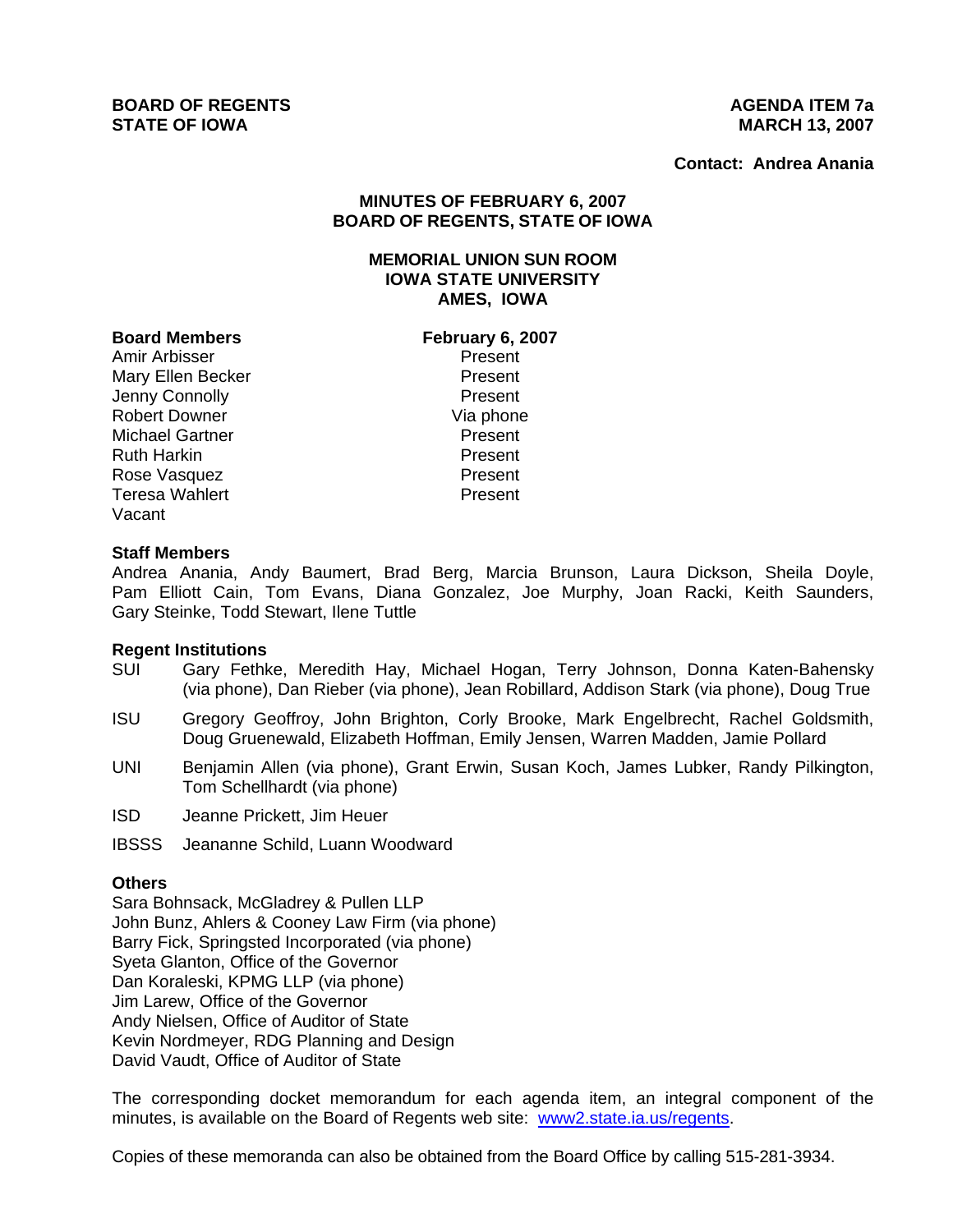**BOARD OF REGENTS**
**STATE OF IOWA**

**AGENDA ITEM 7a**
**MARCH 13, 2007**

**Contact: Andrea Anania**

## MINUTES OF FEBRUARY 6, 2007
## BOARD OF REGENTS, STATE OF IOWA

### MEMORIAL UNION SUN ROOM
### IOWA STATE UNIVERSITY
### AMES, IOWA

| Board Members | February 6, 2007 |
|---|---|
| Amir Arbisser | Present |
| Mary Ellen Becker | Present |
| Jenny Connolly | Present |
| Robert Downer | Via phone |
| Michael Gartner | Present |
| Ruth Harkin | Present |
| Rose Vasquez | Present |
| Teresa Wahlert | Present |
| Vacant | |

**Staff Members**

Andrea Anania, Andy Baumert, Brad Berg, Marcia Brunson, Laura Dickson, Sheila Doyle, Pam Elliott Cain, Tom Evans, Diana Gonzalez, Joe Murphy, Joan Racki, Keith Saunders, Gary Steinke, Todd Stewart, Ilene Tuttle

**Regent Institutions**

SUI Gary Fethke, Meredith Hay, Michael Hogan, Terry Johnson, Donna Katen-Bahensky (via phone), Dan Rieber (via phone), Jean Robillard, Addison Stark (via phone), Doug True

ISU Gregory Geoffroy, John Brighton, Corly Brooke, Mark Engelbrecht, Rachel Goldsmith, Doug Gruenewald, Elizabeth Hoffman, Emily Jensen, Warren Madden, Jamie Pollard

UNI Benjamin Allen (via phone), Grant Erwin, Susan Koch, James Lubker, Randy Pilkington, Tom Schellhardt (via phone)

ISD Jeanne Prickett, Jim Heuer

IBSSS Jeananne Schild, Luann Woodward

**Others**

Sara Bohnsack, McGladrey & Pullen LLP
John Bunz, Ahlers & Cooney Law Firm (via phone)
Barry Fick, Springsted Incorporated (via phone)
Syeta Glanton, Office of the Governor
Dan Koraleski, KPMG LLP (via phone)
Jim Larew, Office of the Governor
Andy Nielsen, Office of Auditor of State
Kevin Nordmeyer, RDG Planning and Design
David Vaudt, Office of Auditor of State

The corresponding docket memorandum for each agenda item, an integral component of the minutes, is available on the Board of Regents web site: www2.state.ia.us/regents.

Copies of these memoranda can also be obtained from the Board Office by calling 515-281-3934.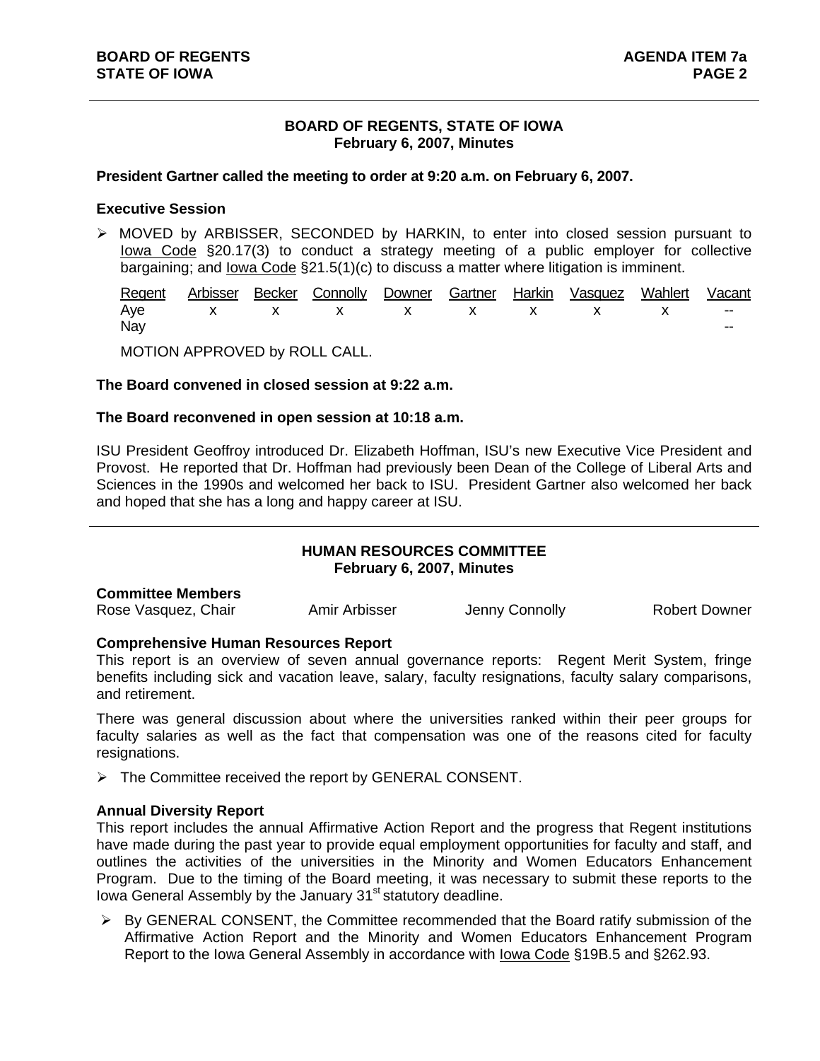## BOARD OF REGENTS, STATE OF IOWA
### February 6, 2007, Minutes

**President Gartner called the meeting to order at 9:20 a.m. on February 6, 2007.**

**Executive Session**

- MOVED by ARBISSER, SECONDED by HARKIN, to enter into closed session pursuant to Iowa Code §20.17(3) to conduct a strategy meeting of a public employer for collective bargaining; and Iowa Code §21.5(1)(c) to discuss a matter where litigation is imminent.

| Regent | Arbisser | Becker | Connolly | Downer | Gartner | Harkin | Vasquez | Wahlert | Vacant |
|---|---|---|---|---|---|---|---|---|---|
| Aye | x | x | x | x | x | x | x | x | -- |
| Nay | | | | | | | | | -- |

MOTION APPROVED by ROLL CALL.

**The Board convened in closed session at 9:22 a.m.**

**The Board reconvened in open session at 10:18 a.m.**

ISU President Geoffroy introduced Dr. Elizabeth Hoffman, ISU's new Executive Vice President and Provost. He reported that Dr. Hoffman had previously been Dean of the College of Liberal Arts and Sciences in the 1990s and welcomed her back to ISU. President Gartner also welcomed her back and hoped that she has a long and happy career at ISU.

---

## HUMAN RESOURCES COMMITTEE
### February 6, 2007, Minutes

**Committee Members**

Rose Vasquez, Chair    Amir Arbisser    Jenny Connolly    Robert Downer

**Comprehensive Human Resources Report**

This report is an overview of seven annual governance reports: Regent Merit System, fringe benefits including sick and vacation leave, salary, faculty resignations, faculty salary comparisons, and retirement.

There was general discussion about where the universities ranked within their peer groups for faculty salaries as well as the fact that compensation was one of the reasons cited for faculty resignations.

- The Committee received the report by GENERAL CONSENT.

**Annual Diversity Report**

This report includes the annual Affirmative Action Report and the progress that Regent institutions have made during the past year to provide equal employment opportunities for faculty and staff, and outlines the activities of the universities in the Minority and Women Educators Enhancement Program. Due to the timing of the Board meeting, it was necessary to submit these reports to the Iowa General Assembly by the January 31st statutory deadline.

- By GENERAL CONSENT, the Committee recommended that the Board ratify submission of the Affirmative Action Report and the Minority and Women Educators Enhancement Program Report to the Iowa General Assembly in accordance with Iowa Code §19B.5 and §262.93.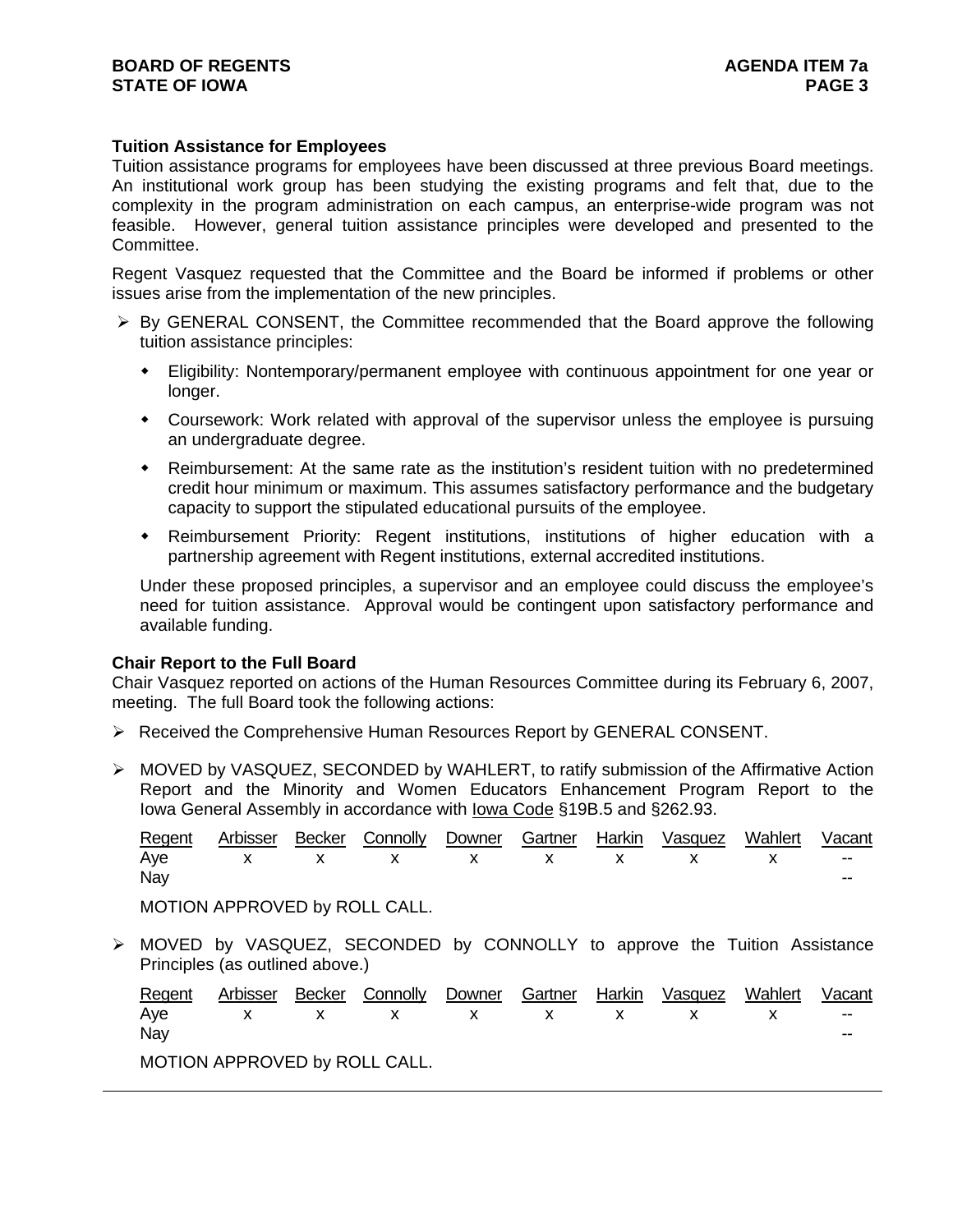**Tuition Assistance for Employees**

Tuition assistance programs for employees have been discussed at three previous Board meetings. An institutional work group has been studying the existing programs and felt that, due to the complexity in the program administration on each campus, an enterprise-wide program was not feasible. However, general tuition assistance principles were developed and presented to the Committee.

Regent Vasquez requested that the Committee and the Board be informed if problems or other issues arise from the implementation of the new principles.

- By GENERAL CONSENT, the Committee recommended that the Board approve the following tuition assistance principles:
  - Eligibility: Nontemporary/permanent employee with continuous appointment for one year or longer.
  - Coursework: Work related with approval of the supervisor unless the employee is pursuing an undergraduate degree.
  - Reimbursement: At the same rate as the institution's resident tuition with no predetermined credit hour minimum or maximum. This assumes satisfactory performance and the budgetary capacity to support the stipulated educational pursuits of the employee.
  - Reimbursement Priority: Regent institutions, institutions of higher education with a partnership agreement with Regent institutions, external accredited institutions.

  Under these proposed principles, a supervisor and an employee could discuss the employee's need for tuition assistance. Approval would be contingent upon satisfactory performance and available funding.

**Chair Report to the Full Board**

Chair Vasquez reported on actions of the Human Resources Committee during its February 6, 2007, meeting. The full Board took the following actions:

- Received the Comprehensive Human Resources Report by GENERAL CONSENT.
- MOVED by VASQUEZ, SECONDED by WAHLERT, to ratify submission of the Affirmative Action Report and the Minority and Women Educators Enhancement Program Report to the Iowa General Assembly in accordance with Iowa Code §19B.5 and §262.93.

| Regent | Arbisser | Becker | Connolly | Downer | Gartner | Harkin | Vasquez | Wahlert | Vacant |
|---|---|---|---|---|---|---|---|---|---|
| Aye | x | x | x | x | x | x | x | x | -- |
| Nay | | | | | | | | | -- |

MOTION APPROVED by ROLL CALL.

- MOVED by VASQUEZ, SECONDED by CONNOLLY to approve the Tuition Assistance Principles (as outlined above.)

| Regent | Arbisser | Becker | Connolly | Downer | Gartner | Harkin | Vasquez | Wahlert | Vacant |
|---|---|---|---|---|---|---|---|---|---|
| Aye | x | x | x | x | x | x | x | x | -- |
| Nay | | | | | | | | | -- |

MOTION APPROVED by ROLL CALL.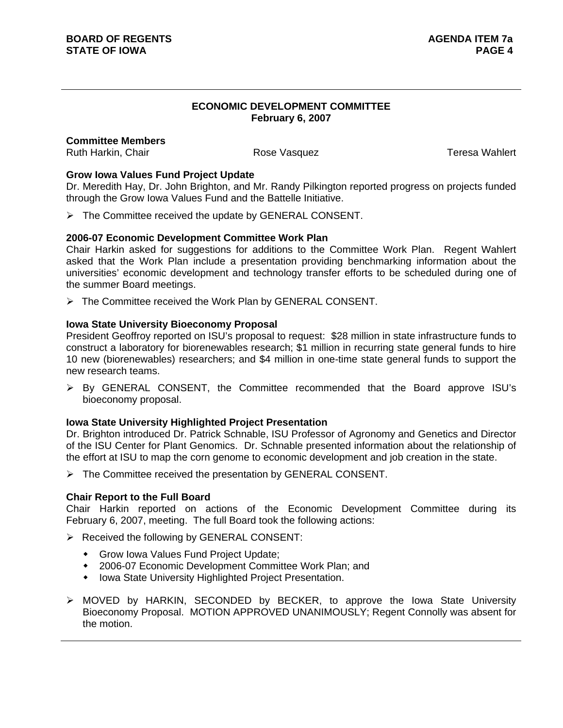## ECONOMIC DEVELOPMENT COMMITTEE
**February 6, 2007**

**Committee Members**

Ruth Harkin, Chair　　Rose Vasquez　　Teresa Wahlert

**Grow Iowa Values Fund Project Update**

Dr. Meredith Hay, Dr. John Brighton, and Mr. Randy Pilkington reported progress on projects funded through the Grow Iowa Values Fund and the Battelle Initiative.

- The Committee received the update by GENERAL CONSENT.

**2006-07 Economic Development Committee Work Plan**

Chair Harkin asked for suggestions for additions to the Committee Work Plan. Regent Wahlert asked that the Work Plan include a presentation providing benchmarking information about the universities' economic development and technology transfer efforts to be scheduled during one of the summer Board meetings.

- The Committee received the Work Plan by GENERAL CONSENT.

**Iowa State University Bioeconomy Proposal**

President Geoffroy reported on ISU's proposal to request: $28 million in state infrastructure funds to construct a laboratory for biorenewables research; $1 million in recurring state general funds to hire 10 new (biorenewables) researchers; and $4 million in one-time state general funds to support the new research teams.

- By GENERAL CONSENT, the Committee recommended that the Board approve ISU's bioeconomy proposal.

**Iowa State University Highlighted Project Presentation**

Dr. Brighton introduced Dr. Patrick Schnable, ISU Professor of Agronomy and Genetics and Director of the ISU Center for Plant Genomics. Dr. Schnable presented information about the relationship of the effort at ISU to map the corn genome to economic development and job creation in the state.

- The Committee received the presentation by GENERAL CONSENT.

**Chair Report to the Full Board**

Chair Harkin reported on actions of the Economic Development Committee during its February 6, 2007, meeting. The full Board took the following actions:

- Received the following by GENERAL CONSENT:
  - Grow Iowa Values Fund Project Update;
  - 2006-07 Economic Development Committee Work Plan; and
  - Iowa State University Highlighted Project Presentation.

- MOVED by HARKIN, SECONDED by BECKER, to approve the Iowa State University Bioeconomy Proposal. MOTION APPROVED UNANIMOUSLY; Regent Connolly was absent for the motion.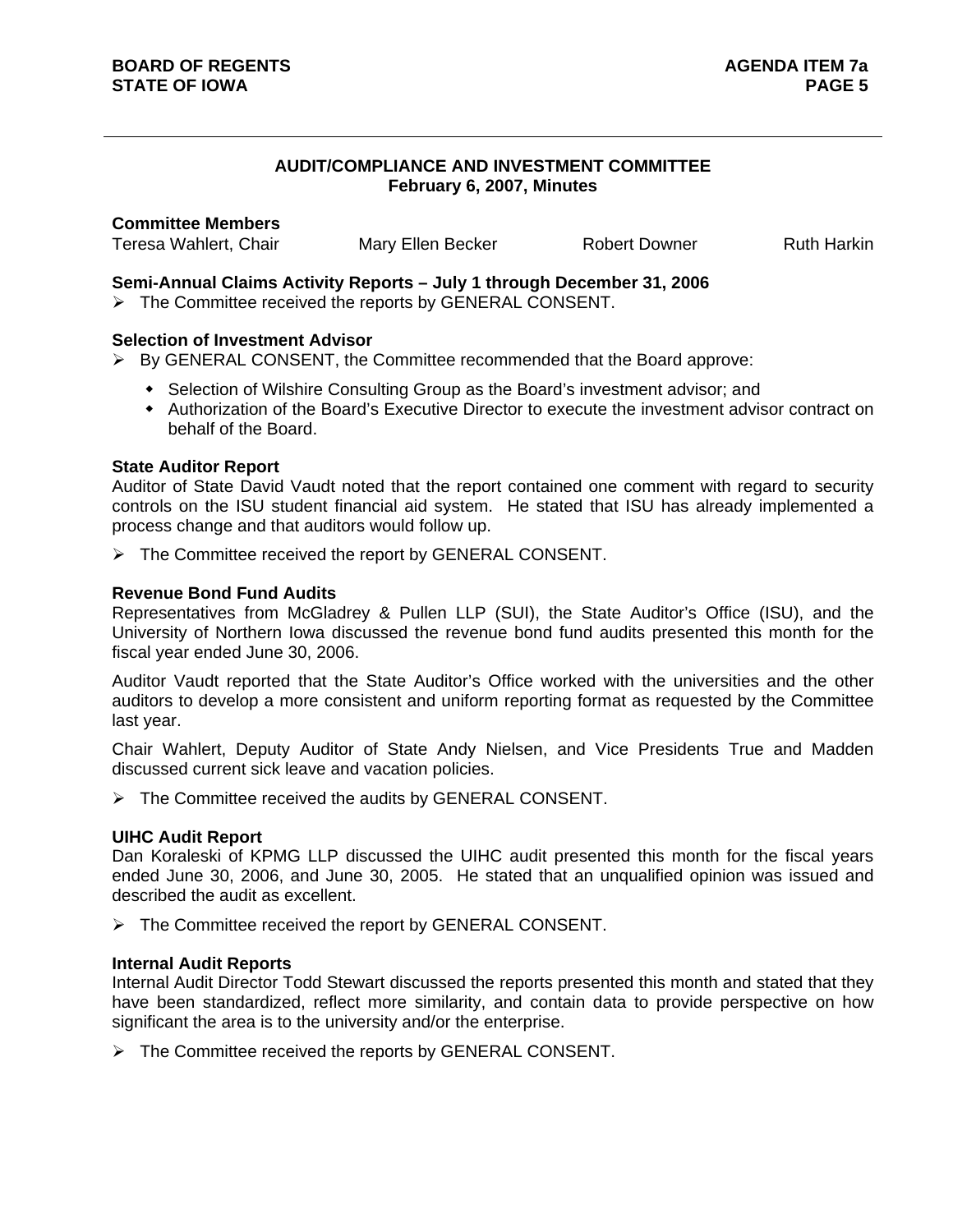## AUDIT/COMPLIANCE AND INVESTMENT COMMITTEE
## February 6, 2007, Minutes

**Committee Members**

Teresa Wahlert, Chair    Mary Ellen Becker    Robert Downer    Ruth Harkin

**Semi-Annual Claims Activity Reports – July 1 through December 31, 2006**

- The Committee received the reports by GENERAL CONSENT.

**Selection of Investment Advisor**

- By GENERAL CONSENT, the Committee recommended that the Board approve:
  - Selection of Wilshire Consulting Group as the Board's investment advisor; and
  - Authorization of the Board's Executive Director to execute the investment advisor contract on behalf of the Board.

**State Auditor Report**

Auditor of State David Vaudt noted that the report contained one comment with regard to security controls on the ISU student financial aid system. He stated that ISU has already implemented a process change and that auditors would follow up.

- The Committee received the report by GENERAL CONSENT.

**Revenue Bond Fund Audits**

Representatives from McGladrey & Pullen LLP (SUI), the State Auditor's Office (ISU), and the University of Northern Iowa discussed the revenue bond fund audits presented this month for the fiscal year ended June 30, 2006.

Auditor Vaudt reported that the State Auditor's Office worked with the universities and the other auditors to develop a more consistent and uniform reporting format as requested by the Committee last year.

Chair Wahlert, Deputy Auditor of State Andy Nielsen, and Vice Presidents True and Madden discussed current sick leave and vacation policies.

- The Committee received the audits by GENERAL CONSENT.

**UIHC Audit Report**

Dan Koraleski of KPMG LLP discussed the UIHC audit presented this month for the fiscal years ended June 30, 2006, and June 30, 2005. He stated that an unqualified opinion was issued and described the audit as excellent.

- The Committee received the report by GENERAL CONSENT.

**Internal Audit Reports**

Internal Audit Director Todd Stewart discussed the reports presented this month and stated that they have been standardized, reflect more similarity, and contain data to provide perspective on how significant the area is to the university and/or the enterprise.

- The Committee received the reports by GENERAL CONSENT.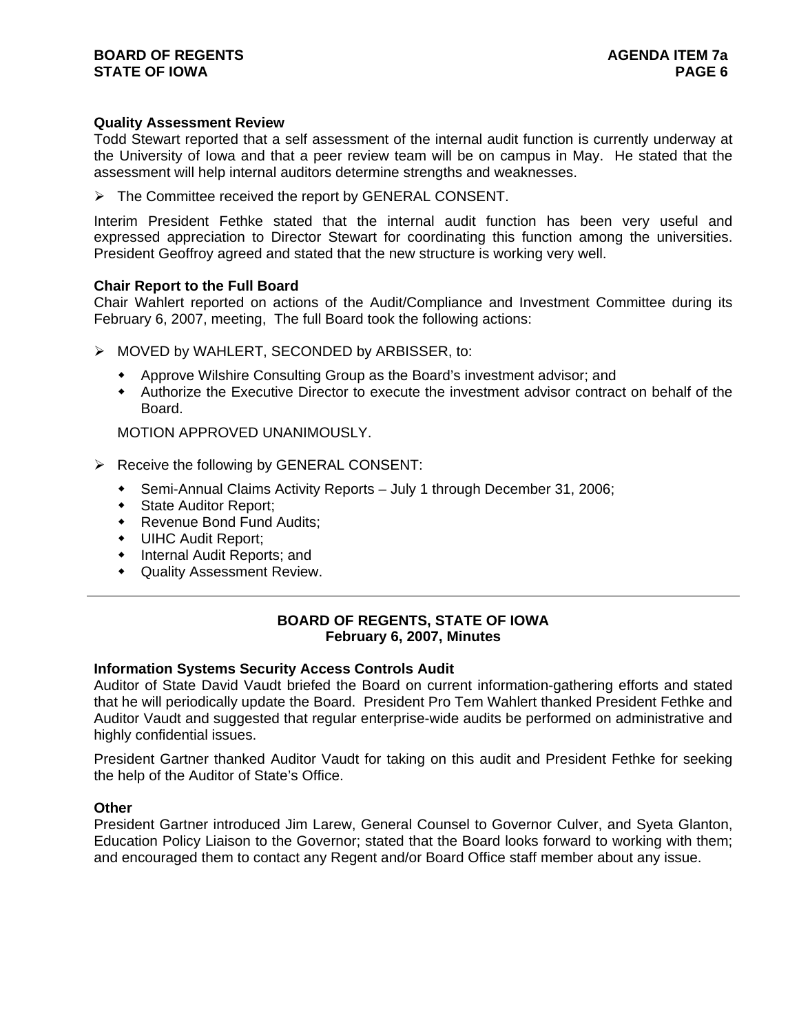**Quality Assessment Review**
Todd Stewart reported that a self assessment of the internal audit function is currently underway at the University of Iowa and that a peer review team will be on campus in May. He stated that the assessment will help internal auditors determine strengths and weaknesses.

- The Committee received the report by GENERAL CONSENT.

Interim President Fethke stated that the internal audit function has been very useful and expressed appreciation to Director Stewart for coordinating this function among the universities. President Geoffroy agreed and stated that the new structure is working very well.

**Chair Report to the Full Board**
Chair Wahlert reported on actions of the Audit/Compliance and Investment Committee during its February 6, 2007, meeting, The full Board took the following actions:

- MOVED by WAHLERT, SECONDED by ARBISSER, to:
  - Approve Wilshire Consulting Group as the Board's investment advisor; and
  - Authorize the Executive Director to execute the investment advisor contract on behalf of the Board.

  MOTION APPROVED UNANIMOUSLY.

- Receive the following by GENERAL CONSENT:
  - Semi-Annual Claims Activity Reports – July 1 through December 31, 2006;
  - State Auditor Report;
  - Revenue Bond Fund Audits;
  - UIHC Audit Report;
  - Internal Audit Reports; and
  - Quality Assessment Review.

---

**BOARD OF REGENTS, STATE OF IOWA**
**February 6, 2007, Minutes**

**Information Systems Security Access Controls Audit**
Auditor of State David Vaudt briefed the Board on current information-gathering efforts and stated that he will periodically update the Board. President Pro Tem Wahlert thanked President Fethke and Auditor Vaudt and suggested that regular enterprise-wide audits be performed on administrative and highly confidential issues.

President Gartner thanked Auditor Vaudt for taking on this audit and President Fethke for seeking the help of the Auditor of State's Office.

**Other**
President Gartner introduced Jim Larew, General Counsel to Governor Culver, and Syeta Glanton, Education Policy Liaison to the Governor; stated that the Board looks forward to working with them; and encouraged them to contact any Regent and/or Board Office staff member about any issue.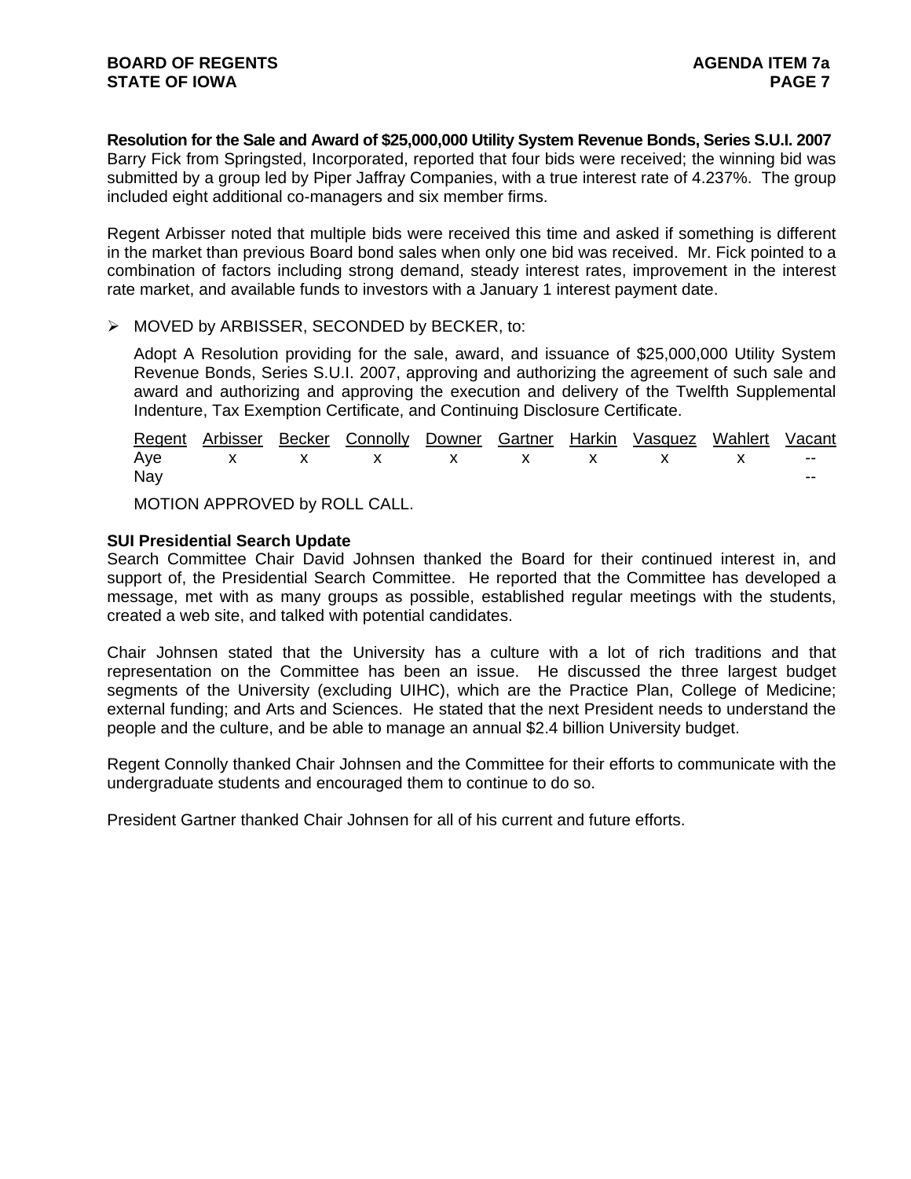**Resolution for the Sale and Award of $25,000,000 Utility System Revenue Bonds, Series S.U.I. 2007**
Barry Fick from Springsted, Incorporated, reported that four bids were received; the winning bid was submitted by a group led by Piper Jaffray Companies, with a true interest rate of 4.237%. The group included eight additional co-managers and six member firms.

Regent Arbisser noted that multiple bids were received this time and asked if something is different in the market than previous Board bond sales when only one bid was received. Mr. Fick pointed to a combination of factors including strong demand, steady interest rates, improvement in the interest rate market, and available funds to investors with a January 1 interest payment date.

- MOVED by ARBISSER, SECONDED by BECKER, to:

  Adopt A Resolution providing for the sale, award, and issuance of $25,000,000 Utility System Revenue Bonds, Series S.U.I. 2007, approving and authorizing the agreement of such sale and award and authorizing and approving the execution and delivery of the Twelfth Supplemental Indenture, Tax Exemption Certificate, and Continuing Disclosure Certificate.

| Regent | Arbisser | Becker | Connolly | Downer | Gartner | Harkin | Vasquez | Wahlert | Vacant |
|---|---|---|---|---|---|---|---|---|---|
| Aye | x | x | x | x | x | x | x | x | -- |
| Nay | | | | | | | | | -- |

  MOTION APPROVED by ROLL CALL.

**SUI Presidential Search Update**
Search Committee Chair David Johnsen thanked the Board for their continued interest in, and support of, the Presidential Search Committee. He reported that the Committee has developed a message, met with as many groups as possible, established regular meetings with the students, created a web site, and talked with potential candidates.

Chair Johnsen stated that the University has a culture with a lot of rich traditions and that representation on the Committee has been an issue. He discussed the three largest budget segments of the University (excluding UIHC), which are the Practice Plan, College of Medicine; external funding; and Arts and Sciences. He stated that the next President needs to understand the people and the culture, and be able to manage an annual $2.4 billion University budget.

Regent Connolly thanked Chair Johnsen and the Committee for their efforts to communicate with the undergraduate students and encouraged them to continue to do so.

President Gartner thanked Chair Johnsen for all of his current and future efforts.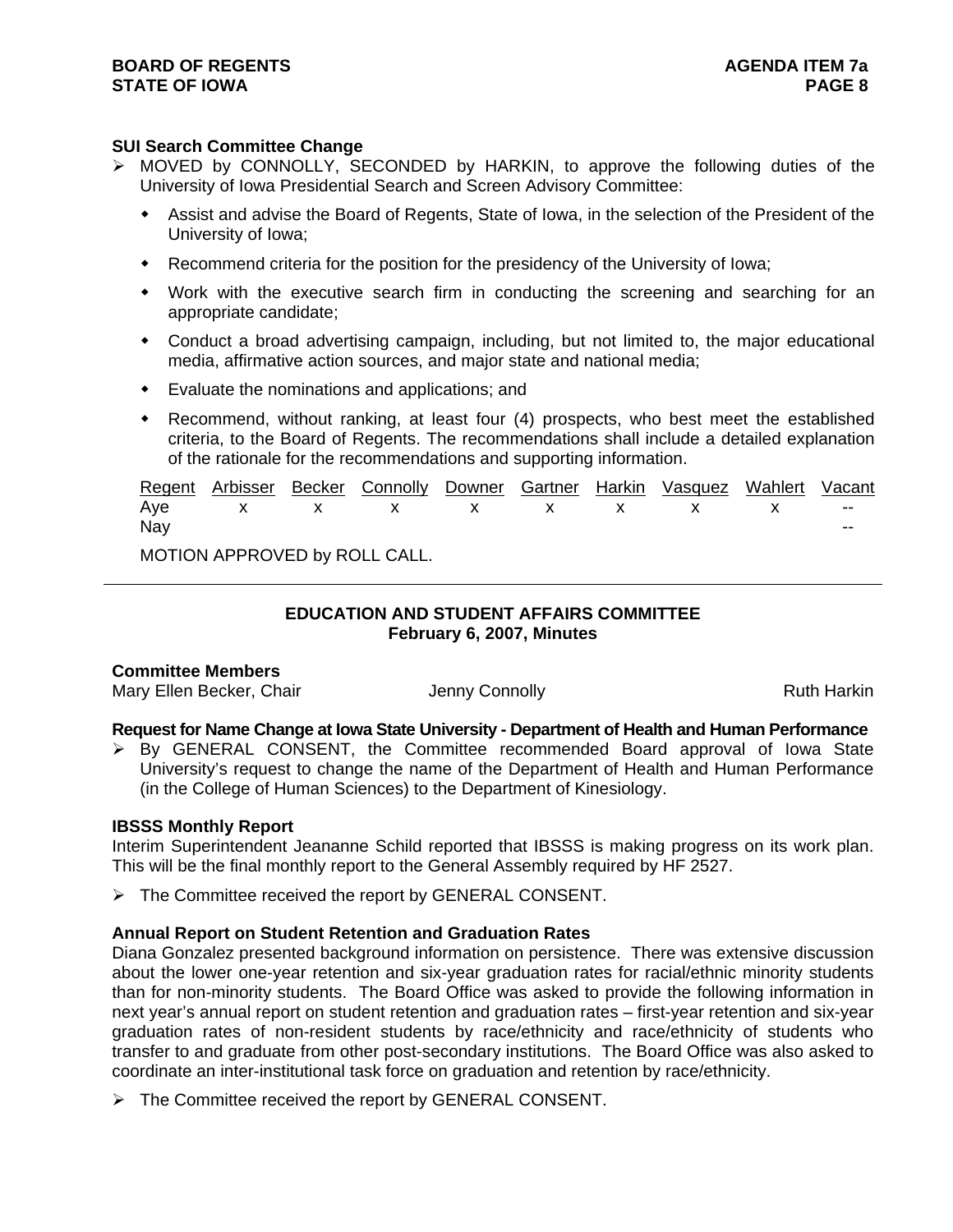**SUI Search Committee Change**

- MOVED by CONNOLLY, SECONDED by HARKIN, to approve the following duties of the University of Iowa Presidential Search and Screen Advisory Committee:
  - Assist and advise the Board of Regents, State of Iowa, in the selection of the President of the University of Iowa;
  - Recommend criteria for the position for the presidency of the University of Iowa;
  - Work with the executive search firm in conducting the screening and searching for an appropriate candidate;
  - Conduct a broad advertising campaign, including, but not limited to, the major educational media, affirmative action sources, and major state and national media;
  - Evaluate the nominations and applications; and
  - Recommend, without ranking, at least four (4) prospects, who best meet the established criteria, to the Board of Regents. The recommendations shall include a detailed explanation of the rationale for the recommendations and supporting information.

| Regent | Arbisser | Becker | Connolly | Downer | Gartner | Harkin | Vasquez | Wahlert | Vacant |
|---|---|---|---|---|---|---|---|---|---|
| Aye | x | x | x | x | x | x | x | x | -- |
| Nay | | | | | | | | | -- |

MOTION APPROVED by ROLL CALL.

---

## EDUCATION AND STUDENT AFFAIRS COMMITTEE
## February 6, 2007, Minutes

**Committee Members**

Mary Ellen Becker, Chair    Jenny Connolly    Ruth Harkin

**Request for Name Change at Iowa State University - Department of Health and Human Performance**

- By GENERAL CONSENT, the Committee recommended Board approval of Iowa State University's request to change the name of the Department of Health and Human Performance (in the College of Human Sciences) to the Department of Kinesiology.

**IBSSS Monthly Report**

Interim Superintendent Jeananne Schild reported that IBSSS is making progress on its work plan. This will be the final monthly report to the General Assembly required by HF 2527.

- The Committee received the report by GENERAL CONSENT.

**Annual Report on Student Retention and Graduation Rates**

Diana Gonzalez presented background information on persistence. There was extensive discussion about the lower one-year retention and six-year graduation rates for racial/ethnic minority students than for non-minority students. The Board Office was asked to provide the following information in next year's annual report on student retention and graduation rates – first-year retention and six-year graduation rates of non-resident students by race/ethnicity and race/ethnicity of students who transfer to and graduate from other post-secondary institutions. The Board Office was also asked to coordinate an inter-institutional task force on graduation and retention by race/ethnicity.

- The Committee received the report by GENERAL CONSENT.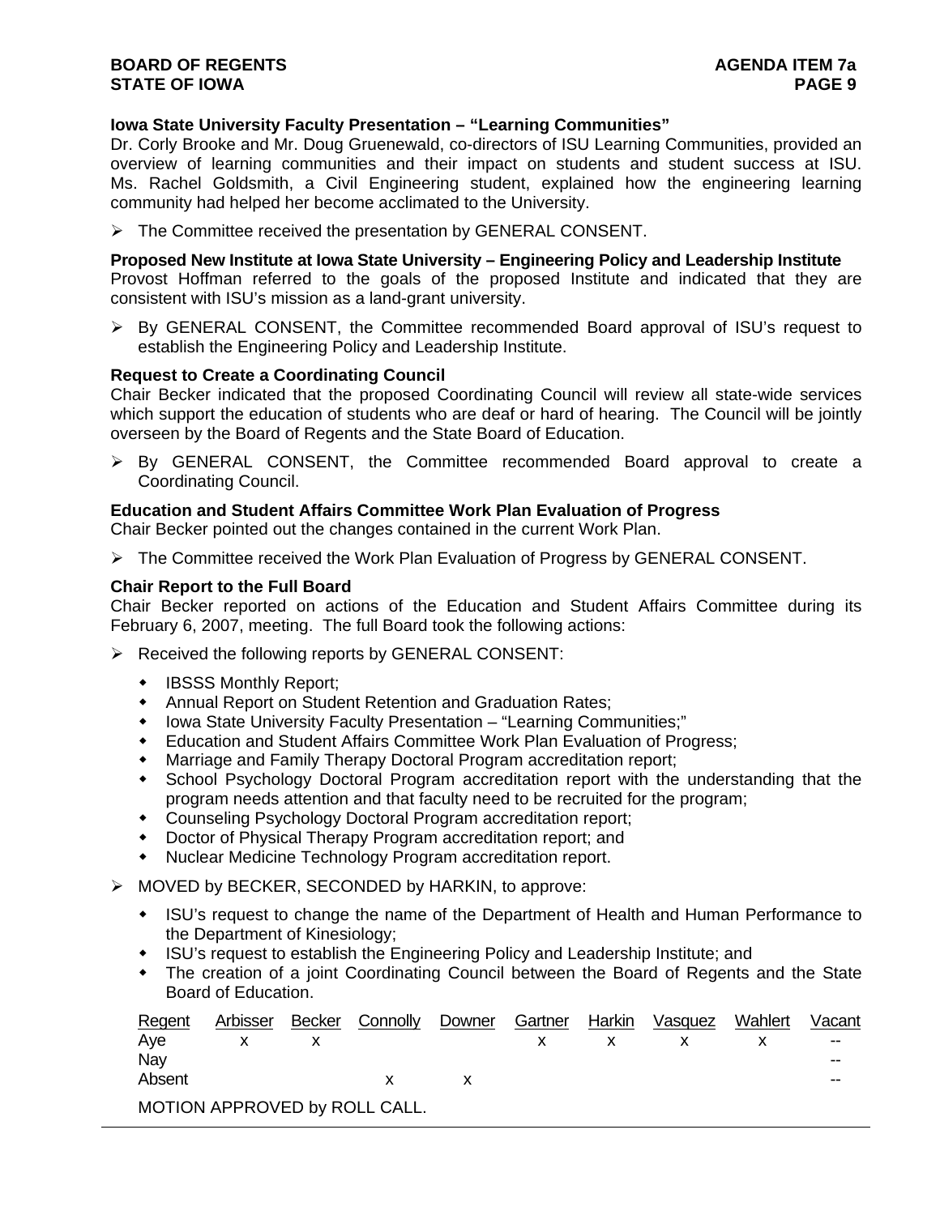**Iowa State University Faculty Presentation – "Learning Communities"**
Dr. Corly Brooke and Mr. Doug Gruenewald, co-directors of ISU Learning Communities, provided an overview of learning communities and their impact on students and student success at ISU. Ms. Rachel Goldsmith, a Civil Engineering student, explained how the engineering learning community had helped her become acclimated to the University.

- The Committee received the presentation by GENERAL CONSENT.

**Proposed New Institute at Iowa State University – Engineering Policy and Leadership Institute**
Provost Hoffman referred to the goals of the proposed Institute and indicated that they are consistent with ISU's mission as a land-grant university.

- By GENERAL CONSENT, the Committee recommended Board approval of ISU's request to establish the Engineering Policy and Leadership Institute.

**Request to Create a Coordinating Council**
Chair Becker indicated that the proposed Coordinating Council will review all state-wide services which support the education of students who are deaf or hard of hearing. The Council will be jointly overseen by the Board of Regents and the State Board of Education.

- By GENERAL CONSENT, the Committee recommended Board approval to create a Coordinating Council.

**Education and Student Affairs Committee Work Plan Evaluation of Progress**
Chair Becker pointed out the changes contained in the current Work Plan.

- The Committee received the Work Plan Evaluation of Progress by GENERAL CONSENT.

**Chair Report to the Full Board**
Chair Becker reported on actions of the Education and Student Affairs Committee during its February 6, 2007, meeting. The full Board took the following actions:

- Received the following reports by GENERAL CONSENT:
  - IBSSS Monthly Report;
  - Annual Report on Student Retention and Graduation Rates;
  - Iowa State University Faculty Presentation – "Learning Communities;"
  - Education and Student Affairs Committee Work Plan Evaluation of Progress;
  - Marriage and Family Therapy Doctoral Program accreditation report;
  - School Psychology Doctoral Program accreditation report with the understanding that the program needs attention and that faculty need to be recruited for the program;
  - Counseling Psychology Doctoral Program accreditation report;
  - Doctor of Physical Therapy Program accreditation report; and
  - Nuclear Medicine Technology Program accreditation report.
- MOVED by BECKER, SECONDED by HARKIN, to approve:
  - ISU's request to change the name of the Department of Health and Human Performance to the Department of Kinesiology;
  - ISU's request to establish the Engineering Policy and Leadership Institute; and
  - The creation of a joint Coordinating Council between the Board of Regents and the State Board of Education.

| Regent | Arbisser | Becker | Connolly | Downer | Gartner | Harkin | Vasquez | Wahlert | Vacant |
|---|---|---|---|---|---|---|---|---|---|
| Aye | x | x | | | x | x | x | x | -- |
| Nay | | | | | | | | | -- |
| Absent | | | x | x | | | | | -- |

MOTION APPROVED by ROLL CALL.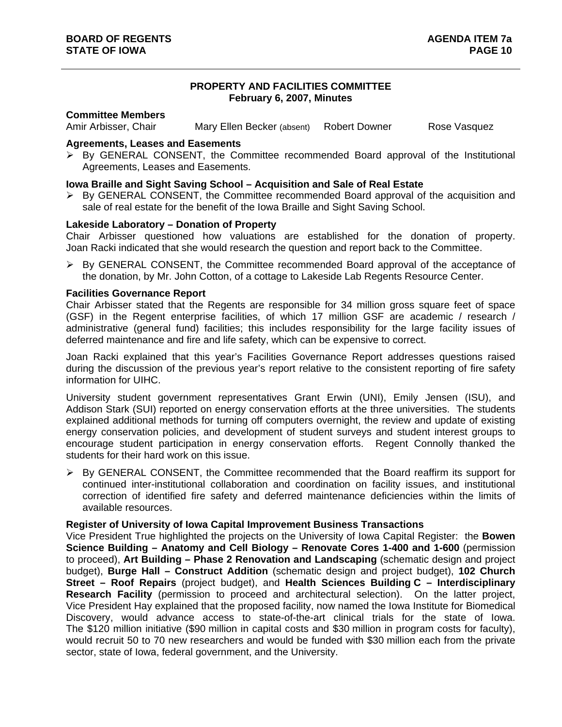## PROPERTY AND FACILITIES COMMITTEE
### February 6, 2007, Minutes

**Committee Members**

Amir Arbisser, Chair Mary Ellen Becker (absent) Robert Downer Rose Vasquez

**Agreements, Leases and Easements**

- By GENERAL CONSENT, the Committee recommended Board approval of the Institutional Agreements, Leases and Easements.

**Iowa Braille and Sight Saving School – Acquisition and Sale of Real Estate**

- By GENERAL CONSENT, the Committee recommended Board approval of the acquisition and sale of real estate for the benefit of the Iowa Braille and Sight Saving School.

**Lakeside Laboratory – Donation of Property**

Chair Arbisser questioned how valuations are established for the donation of property. Joan Racki indicated that she would research the question and report back to the Committee.

- By GENERAL CONSENT, the Committee recommended Board approval of the acceptance of the donation, by Mr. John Cotton, of a cottage to Lakeside Lab Regents Resource Center.

**Facilities Governance Report**

Chair Arbisser stated that the Regents are responsible for 34 million gross square feet of space (GSF) in the Regent enterprise facilities, of which 17 million GSF are academic / research / administrative (general fund) facilities; this includes responsibility for the large facility issues of deferred maintenance and fire and life safety, which can be expensive to correct.

Joan Racki explained that this year's Facilities Governance Report addresses questions raised during the discussion of the previous year's report relative to the consistent reporting of fire safety information for UIHC.

University student government representatives Grant Erwin (UNI), Emily Jensen (ISU), and Addison Stark (SUI) reported on energy conservation efforts at the three universities. The students explained additional methods for turning off computers overnight, the review and update of existing energy conservation policies, and development of student surveys and student interest groups to encourage student participation in energy conservation efforts. Regent Connolly thanked the students for their hard work on this issue.

- By GENERAL CONSENT, the Committee recommended that the Board reaffirm its support for continued inter-institutional collaboration and coordination on facility issues, and institutional correction of identified fire safety and deferred maintenance deficiencies within the limits of available resources.

**Register of University of Iowa Capital Improvement Business Transactions**

Vice President True highlighted the projects on the University of Iowa Capital Register: the **Bowen Science Building – Anatomy and Cell Biology – Renovate Cores 1-400 and 1-600** (permission to proceed), **Art Building – Phase 2 Renovation and Landscaping** (schematic design and project budget), **Burge Hall – Construct Addition** (schematic design and project budget), **102 Church Street – Roof Repairs** (project budget), and **Health Sciences Building C – Interdisciplinary Research Facility** (permission to proceed and architectural selection). On the latter project, Vice President Hay explained that the proposed facility, now named the Iowa Institute for Biomedical Discovery, would advance access to state-of-the-art clinical trials for the state of Iowa. The \$120 million initiative (\$90 million in capital costs and \$30 million in program costs for faculty), would recruit 50 to 70 new researchers and would be funded with \$30 million each from the private sector, state of Iowa, federal government, and the University.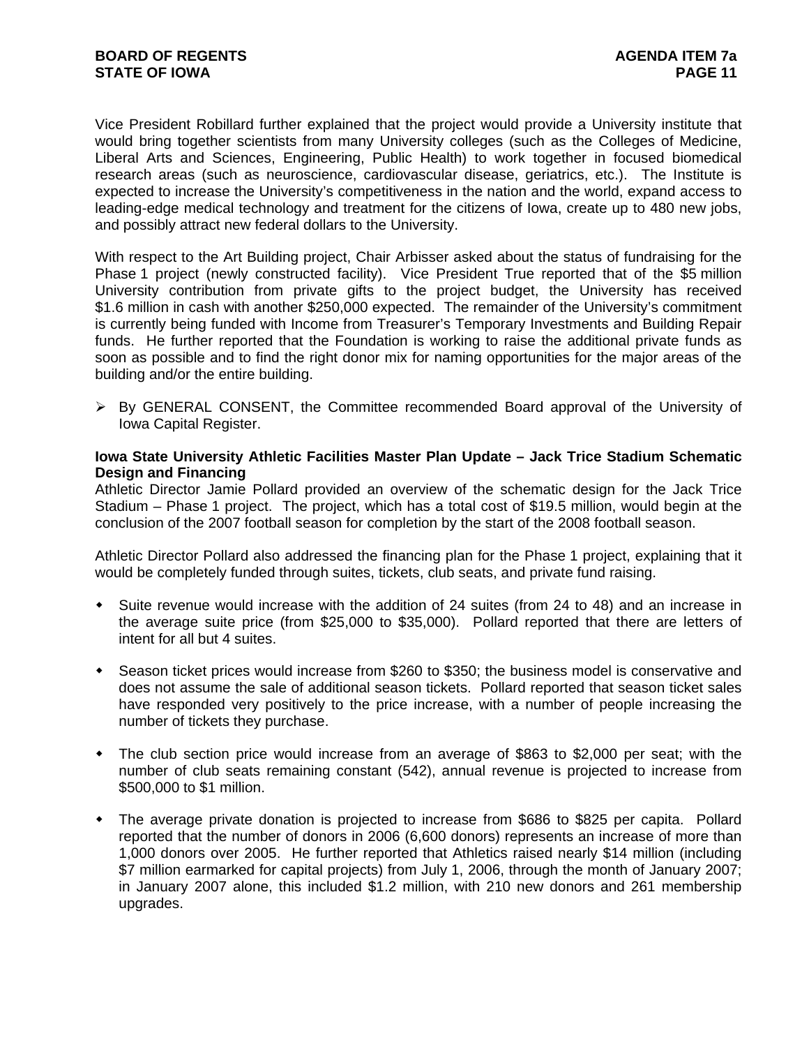Vice President Robillard further explained that the project would provide a University institute that would bring together scientists from many University colleges (such as the Colleges of Medicine, Liberal Arts and Sciences, Engineering, Public Health) to work together in focused biomedical research areas (such as neuroscience, cardiovascular disease, geriatrics, etc.). The Institute is expected to increase the University's competitiveness in the nation and the world, expand access to leading-edge medical technology and treatment for the citizens of Iowa, create up to 480 new jobs, and possibly attract new federal dollars to the University.

With respect to the Art Building project, Chair Arbisser asked about the status of fundraising for the Phase 1 project (newly constructed facility). Vice President True reported that of the $5 million University contribution from private gifts to the project budget, the University has received $1.6 million in cash with another $250,000 expected. The remainder of the University's commitment is currently being funded with Income from Treasurer's Temporary Investments and Building Repair funds. He further reported that the Foundation is working to raise the additional private funds as soon as possible and to find the right donor mix for naming opportunities for the major areas of the building and/or the entire building.

- By GENERAL CONSENT, the Committee recommended Board approval of the University of Iowa Capital Register.

**Iowa State University Athletic Facilities Master Plan Update – Jack Trice Stadium Schematic Design and Financing**

Athletic Director Jamie Pollard provided an overview of the schematic design for the Jack Trice Stadium – Phase 1 project. The project, which has a total cost of $19.5 million, would begin at the conclusion of the 2007 football season for completion by the start of the 2008 football season.

Athletic Director Pollard also addressed the financing plan for the Phase 1 project, explaining that it would be completely funded through suites, tickets, club seats, and private fund raising.

- Suite revenue would increase with the addition of 24 suites (from 24 to 48) and an increase in the average suite price (from $25,000 to $35,000). Pollard reported that there are letters of intent for all but 4 suites.

- Season ticket prices would increase from $260 to $350; the business model is conservative and does not assume the sale of additional season tickets. Pollard reported that season ticket sales have responded very positively to the price increase, with a number of people increasing the number of tickets they purchase.

- The club section price would increase from an average of $863 to $2,000 per seat; with the number of club seats remaining constant (542), annual revenue is projected to increase from $500,000 to $1 million.

- The average private donation is projected to increase from $686 to $825 per capita. Pollard reported that the number of donors in 2006 (6,600 donors) represents an increase of more than 1,000 donors over 2005. He further reported that Athletics raised nearly $14 million (including $7 million earmarked for capital projects) from July 1, 2006, through the month of January 2007; in January 2007 alone, this included $1.2 million, with 210 new donors and 261 membership upgrades.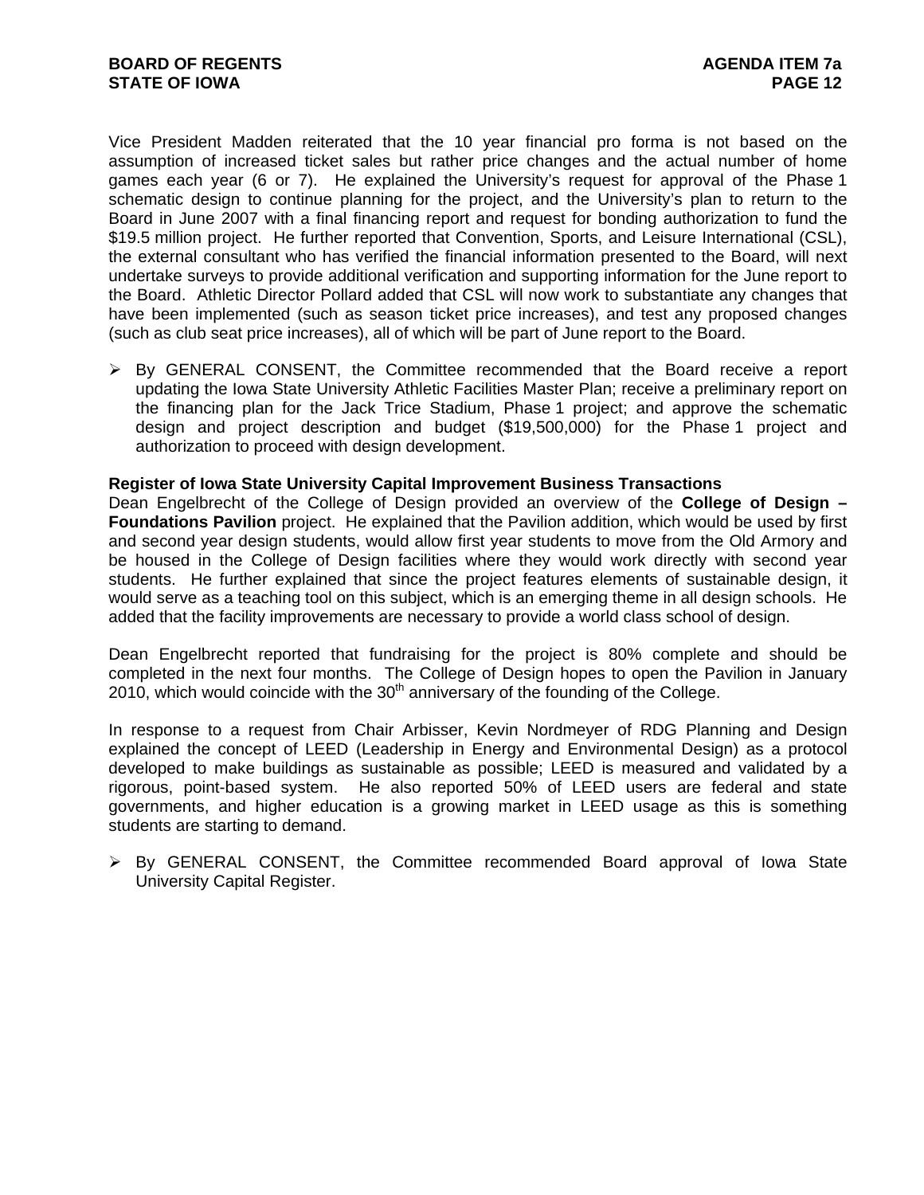Vice President Madden reiterated that the 10 year financial pro forma is not based on the assumption of increased ticket sales but rather price changes and the actual number of home games each year (6 or 7). He explained the University's request for approval of the Phase 1 schematic design to continue planning for the project, and the University's plan to return to the Board in June 2007 with a final financing report and request for bonding authorization to fund the $19.5 million project. He further reported that Convention, Sports, and Leisure International (CSL), the external consultant who has verified the financial information presented to the Board, will next undertake surveys to provide additional verification and supporting information for the June report to the Board. Athletic Director Pollard added that CSL will now work to substantiate any changes that have been implemented (such as season ticket price increases), and test any proposed changes (such as club seat price increases), all of which will be part of June report to the Board.

- By GENERAL CONSENT, the Committee recommended that the Board receive a report updating the Iowa State University Athletic Facilities Master Plan; receive a preliminary report on the financing plan for the Jack Trice Stadium, Phase 1 project; and approve the schematic design and project description and budget ($19,500,000) for the Phase 1 project and authorization to proceed with design development.

**Register of Iowa State University Capital Improvement Business Transactions**

Dean Engelbrecht of the College of Design provided an overview of the **College of Design – Foundations Pavilion** project. He explained that the Pavilion addition, which would be used by first and second year design students, would allow first year students to move from the Old Armory and be housed in the College of Design facilities where they would work directly with second year students. He further explained that since the project features elements of sustainable design, it would serve as a teaching tool on this subject, which is an emerging theme in all design schools. He added that the facility improvements are necessary to provide a world class school of design.

Dean Engelbrecht reported that fundraising for the project is 80% complete and should be completed in the next four months. The College of Design hopes to open the Pavilion in January 2010, which would coincide with the 30th anniversary of the founding of the College.

In response to a request from Chair Arbisser, Kevin Nordmeyer of RDG Planning and Design explained the concept of LEED (Leadership in Energy and Environmental Design) as a protocol developed to make buildings as sustainable as possible; LEED is measured and validated by a rigorous, point-based system. He also reported 50% of LEED users are federal and state governments, and higher education is a growing market in LEED usage as this is something students are starting to demand.

- By GENERAL CONSENT, the Committee recommended Board approval of Iowa State University Capital Register.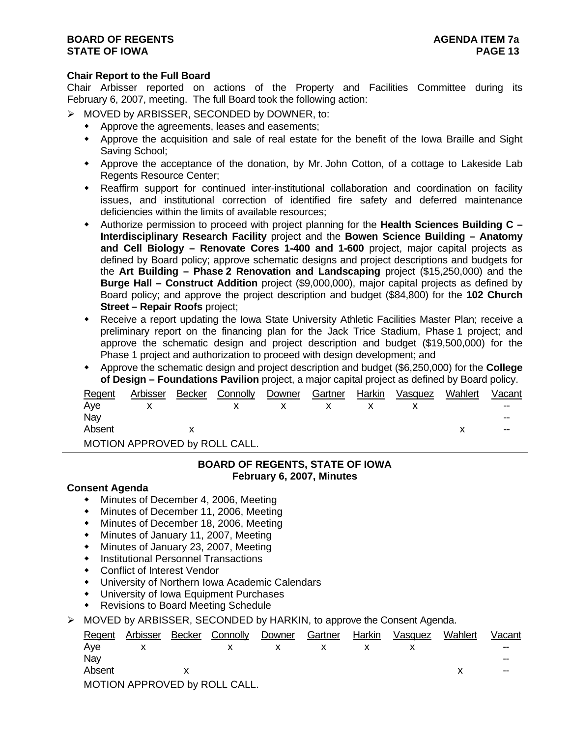**Chair Report to the Full Board**

Chair Arbisser reported on actions of the Property and Facilities Committee during its February 6, 2007, meeting. The full Board took the following action:

- MOVED by ARBISSER, SECONDED by DOWNER, to:
  - Approve the agreements, leases and easements;
  - Approve the acquisition and sale of real estate for the benefit of the Iowa Braille and Sight Saving School;
  - Approve the acceptance of the donation, by Mr. John Cotton, of a cottage to Lakeside Lab Regents Resource Center;
  - Reaffirm support for continued inter-institutional collaboration and coordination on facility issues, and institutional correction of identified fire safety and deferred maintenance deficiencies within the limits of available resources;
  - Authorize permission to proceed with project planning for the **Health Sciences Building C – Interdisciplinary Research Facility** project and the **Bowen Science Building – Anatomy and Cell Biology – Renovate Cores 1-400 and 1-600** project, major capital projects as defined by Board policy; approve schematic designs and project descriptions and budgets for the **Art Building – Phase 2 Renovation and Landscaping** project ($15,250,000) and the **Burge Hall – Construct Addition** project ($9,000,000), major capital projects as defined by Board policy; and approve the project description and budget ($84,800) for the **102 Church Street – Repair Roofs** project;
  - Receive a report updating the Iowa State University Athletic Facilities Master Plan; receive a preliminary report on the financing plan for the Jack Trice Stadium, Phase 1 project; and approve the schematic design and project description and budget ($19,500,000) for the Phase 1 project and authorization to proceed with design development; and
  - Approve the schematic design and project description and budget ($6,250,000) for the **College of Design – Foundations Pavilion** project, a major capital project as defined by Board policy.

| Regent | Arbisser | Becker | Connolly | Downer | Gartner | Harkin | Vasquez | Wahlert | Vacant |
|---|---|---|---|---|---|---|---|---|---|
| Aye | x | | x | x | x | x | x | | -- |
| Nay | | | | | | | | | -- |
| Absent | | x | | | | | | x | -- |

MOTION APPROVED by ROLL CALL.

---

**BOARD OF REGENTS, STATE OF IOWA**
**February 6, 2007, Minutes**

**Consent Agenda**

- Minutes of December 4, 2006, Meeting
- Minutes of December 11, 2006, Meeting
- Minutes of December 18, 2006, Meeting
- Minutes of January 11, 2007, Meeting
- Minutes of January 23, 2007, Meeting
- Institutional Personnel Transactions
- Conflict of Interest Vendor
- University of Northern Iowa Academic Calendars
- University of Iowa Equipment Purchases
- Revisions to Board Meeting Schedule

- MOVED by ARBISSER, SECONDED by HARKIN, to approve the Consent Agenda.

| Regent | Arbisser | Becker | Connolly | Downer | Gartner | Harkin | Vasquez | Wahlert | Vacant |
|---|---|---|---|---|---|---|---|---|---|
| Aye | x | | x | x | x | x | x | | -- |
| Nay | | | | | | | | | -- |
| Absent | | x | | | | | | x | -- |

MOTION APPROVED by ROLL CALL.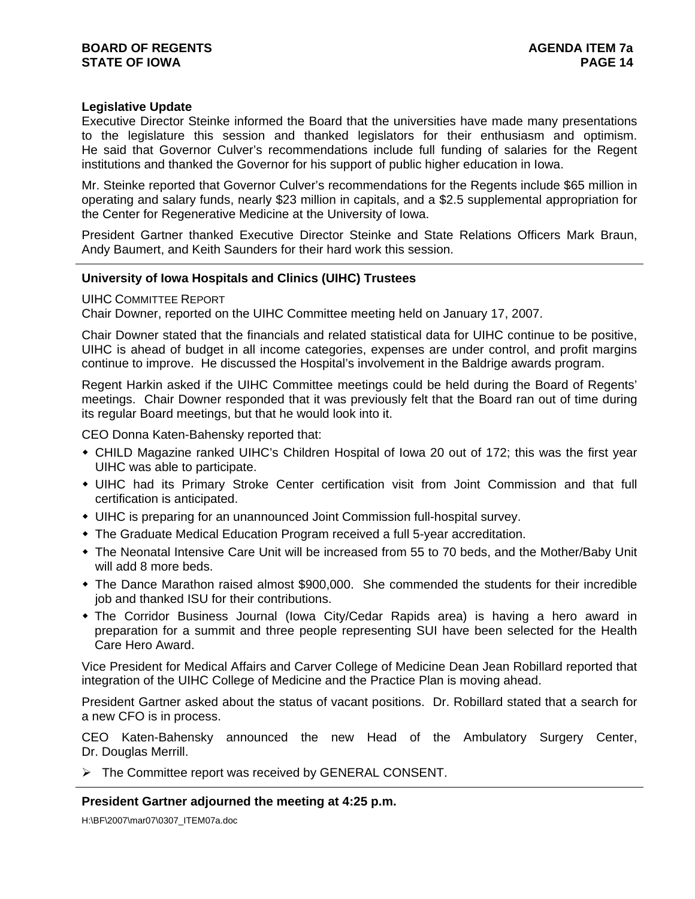**Legislative Update**

Executive Director Steinke informed the Board that the universities have made many presentations to the legislature this session and thanked legislators for their enthusiasm and optimism. He said that Governor Culver's recommendations include full funding of salaries for the Regent institutions and thanked the Governor for his support of public higher education in Iowa.

Mr. Steinke reported that Governor Culver's recommendations for the Regents include $65 million in operating and salary funds, nearly $23 million in capitals, and a $2.5 supplemental appropriation for the Center for Regenerative Medicine at the University of Iowa.

President Gartner thanked Executive Director Steinke and State Relations Officers Mark Braun, Andy Baumert, and Keith Saunders for their hard work this session.

---

**University of Iowa Hospitals and Clinics (UIHC) Trustees**

UIHC COMMITTEE REPORT

Chair Downer, reported on the UIHC Committee meeting held on January 17, 2007.

Chair Downer stated that the financials and related statistical data for UIHC continue to be positive, UIHC is ahead of budget in all income categories, expenses are under control, and profit margins continue to improve. He discussed the Hospital's involvement in the Baldrige awards program.

Regent Harkin asked if the UIHC Committee meetings could be held during the Board of Regents' meetings. Chair Downer responded that it was previously felt that the Board ran out of time during its regular Board meetings, but that he would look into it.

CEO Donna Katen-Bahensky reported that:

- CHILD Magazine ranked UIHC's Children Hospital of Iowa 20 out of 172; this was the first year UIHC was able to participate.
- UIHC had its Primary Stroke Center certification visit from Joint Commission and that full certification is anticipated.
- UIHC is preparing for an unannounced Joint Commission full-hospital survey.
- The Graduate Medical Education Program received a full 5-year accreditation.
- The Neonatal Intensive Care Unit will be increased from 55 to 70 beds, and the Mother/Baby Unit will add 8 more beds.
- The Dance Marathon raised almost $900,000. She commended the students for their incredible job and thanked ISU for their contributions.
- The Corridor Business Journal (Iowa City/Cedar Rapids area) is having a hero award in preparation for a summit and three people representing SUI have been selected for the Health Care Hero Award.

Vice President for Medical Affairs and Carver College of Medicine Dean Jean Robillard reported that integration of the UIHC College of Medicine and the Practice Plan is moving ahead.

President Gartner asked about the status of vacant positions. Dr. Robillard stated that a search for a new CFO is in process.

CEO Katen-Bahensky announced the new Head of the Ambulatory Surgery Center, Dr. Douglas Merrill.

➢ The Committee report was received by GENERAL CONSENT.

---

**President Gartner adjourned the meeting at 4:25 p.m.**

H:\BF\2007\mar07\0307_ITEM07a.doc